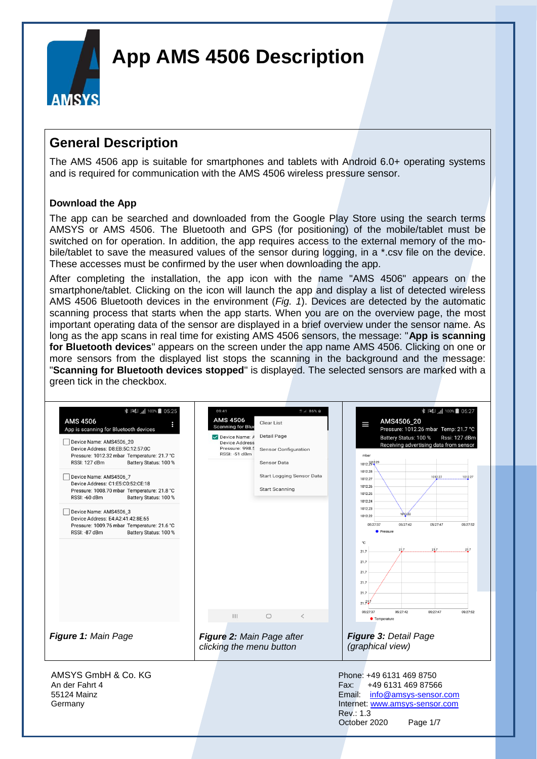# App AMS 4506 Description

## General Description

The AMS 4506 app is suitable for smartphones and tablets with Android 6.0+ operating systems and is required for communication with the AMS 4506 wireless pressure sensor.

### Download the App

The app can be searched and downloaded from the Google Play Store using the search terms AMSYS or AMS 4506. The Bluetooth and GPS (for positioning) of the mobile/tablet must be switched on for operation. In addition, the app requires access to the external memory of the mobile/tablet to save the measured values of the sensor during logging, in a *.csv file on the device. These accesses must be confirmed by the user when downloading the app.

After completing the installation, the app icon with the name "AMS 4506" appears on the smartphone/tablet. Clicking on the icon will launch the app and display a list of detected wireless AMS 4506 Bluetooth devices in the environment (*Fig. 1*). Devices are detected by the automatic scanning process that starts when the app starts. When you are on the overview page, the most important operating data of the sensor are displayed in a brief overview under the sensor name. As long as the app scans in real time for existing AMS 4506 sensors, the message: "**App is scanning for Bluetooth devices**" appears on the screen under the app name AMS 4506. Clicking on one or more sensors from the displayed list stops the scanning in the background and the message: "**Scanning for Bluetooth devices stopped**" is displayed. The selected sensors are marked with a green tick in the checkbox.

***Figure 1:*** *Main Page*

***Figure 2:*** *Main Page after clicking the menu button*

***Figure 3:*** *Detail Page (graphical view)*

AMSYS GmbH & Co. KG
An der Fahrt 4
55124 Mainz
Germany

Phone: +49 6131 469 8750
Fax: +49 6131 469 87566
Email: info@amsys-sensor.com
Internet: www.amsys-sensor.com
Rev.: 1.3
October 2020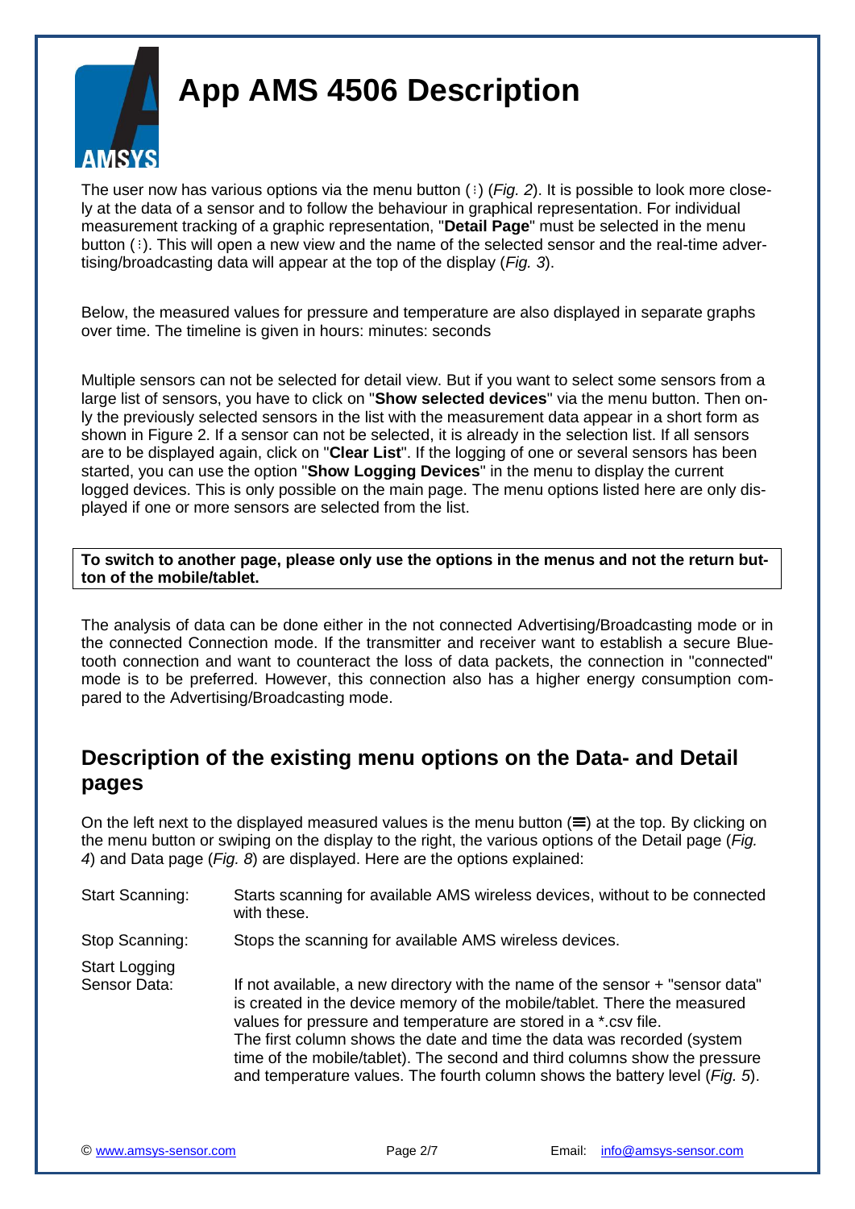# App AMS 4506 Description

The user now has various options via the menu button (⁝) (*Fig. 2*). It is possible to look more closely at the data of a sensor and to follow the behaviour in graphical representation. For individual measurement tracking of a graphic representation, "**Detail Page**" must be selected in the menu button (⁝). This will open a new view and the name of the selected sensor and the real-time advertising/broadcasting data will appear at the top of the display (*Fig. 3*).

Below, the measured values for pressure and temperature are also displayed in separate graphs over time. The timeline is given in hours: minutes: seconds

Multiple sensors can not be selected for detail view. But if you want to select some sensors from a large list of sensors, you have to click on "**Show selected devices**" via the menu button. Then only the previously selected sensors in the list with the measurement data appear in a short form as shown in Figure 2. If a sensor can not be selected, it is already in the selection list. If all sensors are to be displayed again, click on "**Clear List**". If the logging of one or several sensors has been started, you can use the option "**Show Logging Devices**" in the menu to display the current logged devices. This is only possible on the main page. The menu options listed here are only displayed if one or more sensors are selected from the list.

**To switch to another page, please only use the options in the menus and not the return button of the mobile/tablet.**

The analysis of data can be done either in the not connected Advertising/Broadcasting mode or in the connected Connection mode. If the transmitter and receiver want to establish a secure Bluetooth connection and want to counteract the loss of data packets, the connection in "connected" mode is to be preferred. However, this connection also has a higher energy consumption compared to the Advertising/Broadcasting mode.

## Description of the existing menu options on the Data- and Detail pages

On the left next to the displayed measured values is the menu button (≡) at the top. By clicking on the menu button or swiping on the display to the right, the various options of the Detail page (*Fig. 4*) and Data page (*Fig. 8*) are displayed. Here are the options explained:

| | |
|---|---|
| Start Scanning: | Starts scanning for available AMS wireless devices, without to be connected with these. |
| Stop Scanning: | Stops the scanning for available AMS wireless devices. |
| Start Logging Sensor Data: | If not available, a new directory with the name of the sensor + "sensor data" is created in the device memory of the mobile/tablet. There the measured values for pressure and temperature are stored in a *.csv file. The first column shows the date and time the data was recorded (system time of the mobile/tablet). The second and third columns show the pressure and temperature values. The fourth column shows the battery level (*Fig. 5*). |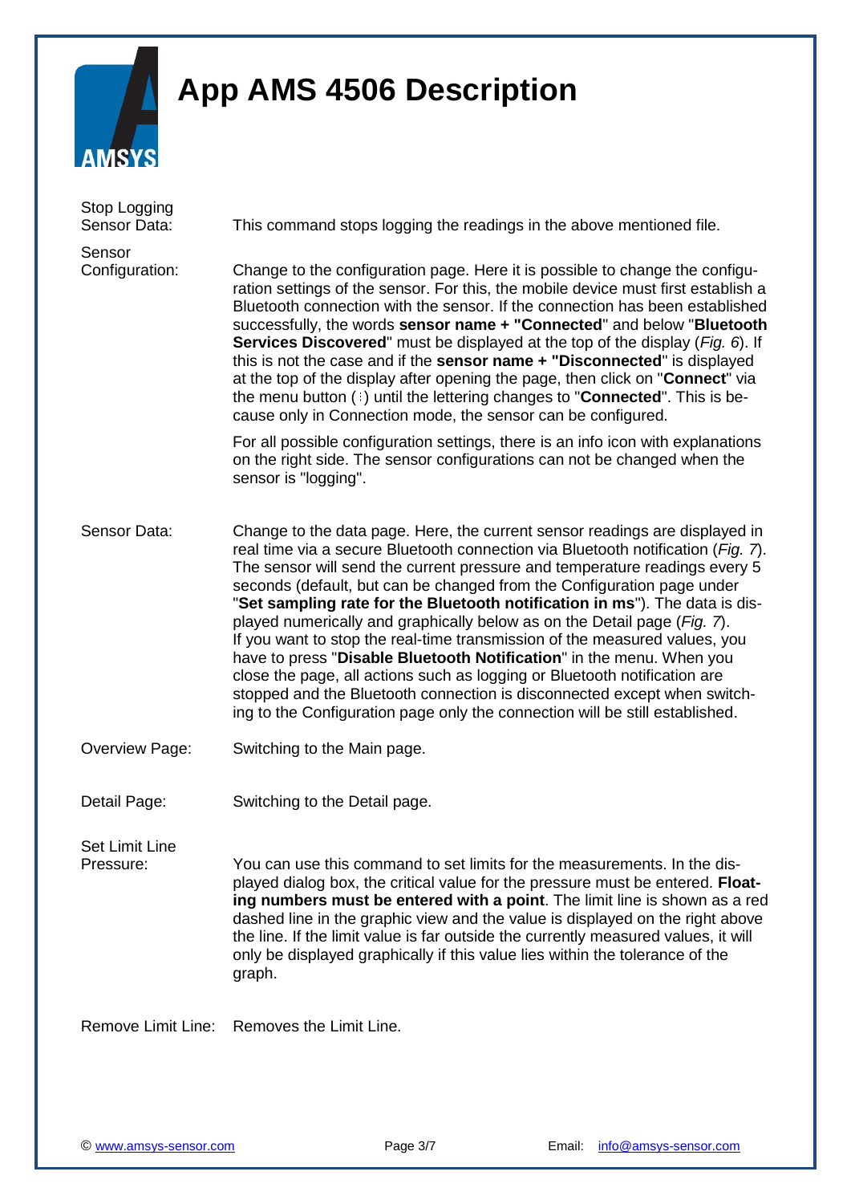# App AMS 4506 Description

**Stop Logging Sensor Data:** This command stops logging the readings in the above mentioned file.

**Sensor Configuration:** Change to the configuration page. Here it is possible to change the configuration settings of the sensor. For this, the mobile device must first establish a Bluetooth connection with the sensor. If the connection has been established successfully, the words **sensor name + "Connected**" and below "**Bluetooth Services Discovered**" must be displayed at the top of the display (*Fig. 6*). If this is not the case and if the **sensor name + "Disconnected**" is displayed at the top of the display after opening the page, then click on "**Connect**" via the menu button (⁝) until the lettering changes to "**Connected**". This is because only in Connection mode, the sensor can be configured.

For all possible configuration settings, there is an info icon with explanations on the right side. The sensor configurations can not be changed when the sensor is "logging".

**Sensor Data:** Change to the data page. Here, the current sensor readings are displayed in real time via a secure Bluetooth connection via Bluetooth notification (*Fig. 7*). The sensor will send the current pressure and temperature readings every 5 seconds (default, but can be changed from the Configuration page under "**Set sampling rate for the Bluetooth notification in ms**"). The data is displayed numerically and graphically below as on the Detail page (*Fig. 7*). If you want to stop the real-time transmission of the measured values, you have to press "**Disable Bluetooth Notification**" in the menu. When you close the page, all actions such as logging or Bluetooth notification are stopped and the Bluetooth connection is disconnected except when switching to the Configuration page only the connection will be still established.

**Overview Page:** Switching to the Main page.

**Detail Page:** Switching to the Detail page.

**Set Limit Line Pressure:** You can use this command to set limits for the measurements. In the displayed dialog box, the critical value for the pressure must be entered. **Floating numbers must be entered with a point**. The limit line is shown as a red dashed line in the graphic view and the value is displayed on the right above the line. If the limit value is far outside the currently measured values, it will only be displayed graphically if this value lies within the tolerance of the graph.

**Remove Limit Line:** Removes the Limit Line.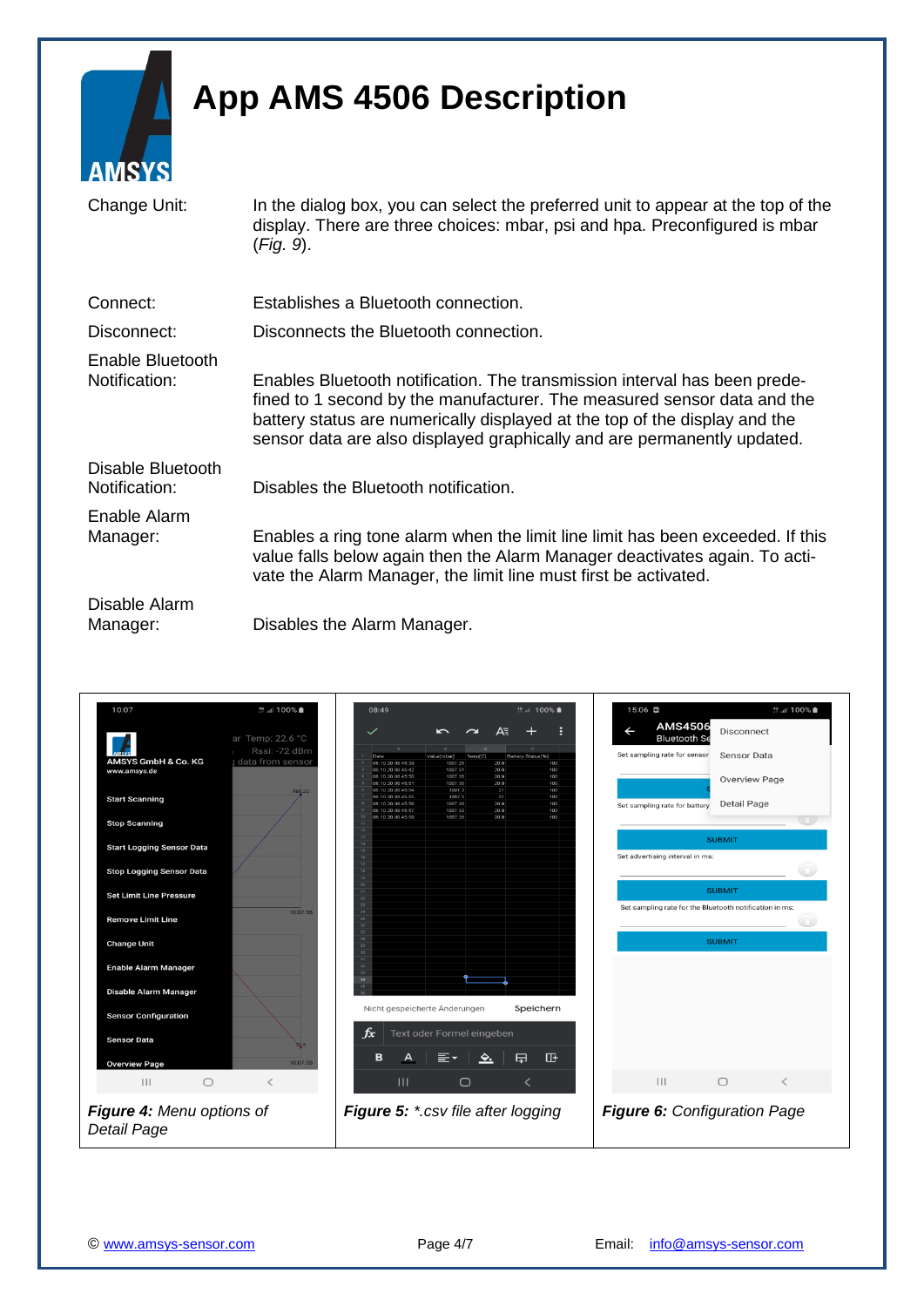# App AMS 4506 Description

| | |
|---|---|
| Change Unit: | In the dialog box, you can select the preferred unit to appear at the top of the display. There are three choices: mbar, psi and hpa. Preconfigured is mbar (*Fig. 9*). |
| Connect: | Establishes a Bluetooth connection. |
| Disconnect: | Disconnects the Bluetooth connection. |
| Enable Bluetooth Notification: | Enables Bluetooth notification. The transmission interval has been predefined to 1 second by the manufacturer. The measured sensor data and the battery status are numerically displayed at the top of the display and the sensor data are also displayed graphically and are permanently updated. |
| Disable Bluetooth Notification: | Disables the Bluetooth notification. |
| Enable Alarm Manager: | Enables a ring tone alarm when the limit line limit has been exceeded. If this value falls below again then the Alarm Manager deactivates again. To activate the Alarm Manager, the limit line must first be activated. |
| Disable Alarm Manager: | Disables the Alarm Manager. |

***Figure 4:*** *Menu options of Detail Page*

***Figure 5:*** *\*.csv file after logging*

***Figure 6:*** *Configuration Page*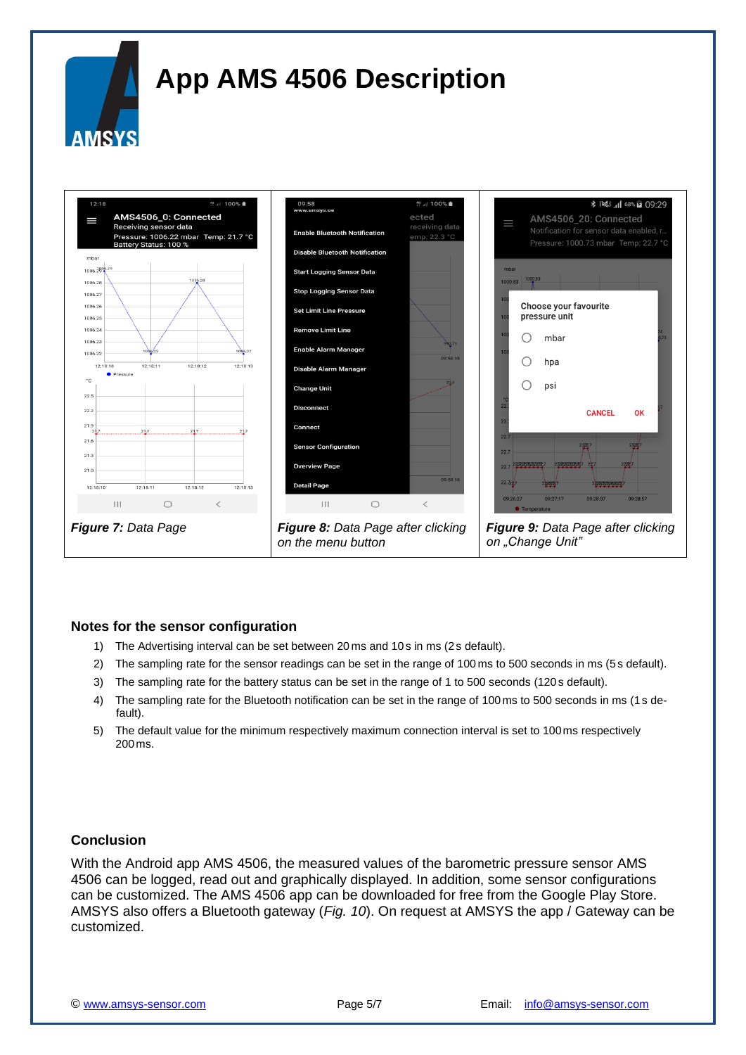# App AMS 4506 Description

| *Figure 7:* Data Page | *Figure 8:* Data Page after clicking on the menu button | *Figure 9:* Data Page after clicking on „Change Unit" |
|---|---|---|

## Notes for the sensor configuration

1) The Advertising interval can be set between 20 ms and 10 s in ms (2 s default).
2) The sampling rate for the sensor readings can be set in the range of 100 ms to 500 seconds in ms (5 s default).
3) The sampling rate for the battery status can be set in the range of 1 to 500 seconds (120 s default).
4) The sampling rate for the Bluetooth notification can be set in the range of 100 ms to 500 seconds in ms (1 s default).
5) The default value for the minimum respectively maximum connection interval is set to 100 ms respectively 200 ms.

## Conclusion

With the Android app AMS 4506, the measured values of the barometric pressure sensor AMS 4506 can be logged, read out and graphically displayed. In addition, some sensor configurations can be customized. The AMS 4506 app can be downloaded for free from the Google Play Store. AMSYS also offers a Bluetooth gateway (*Fig. 10*). On request at AMSYS the app / Gateway can be customized.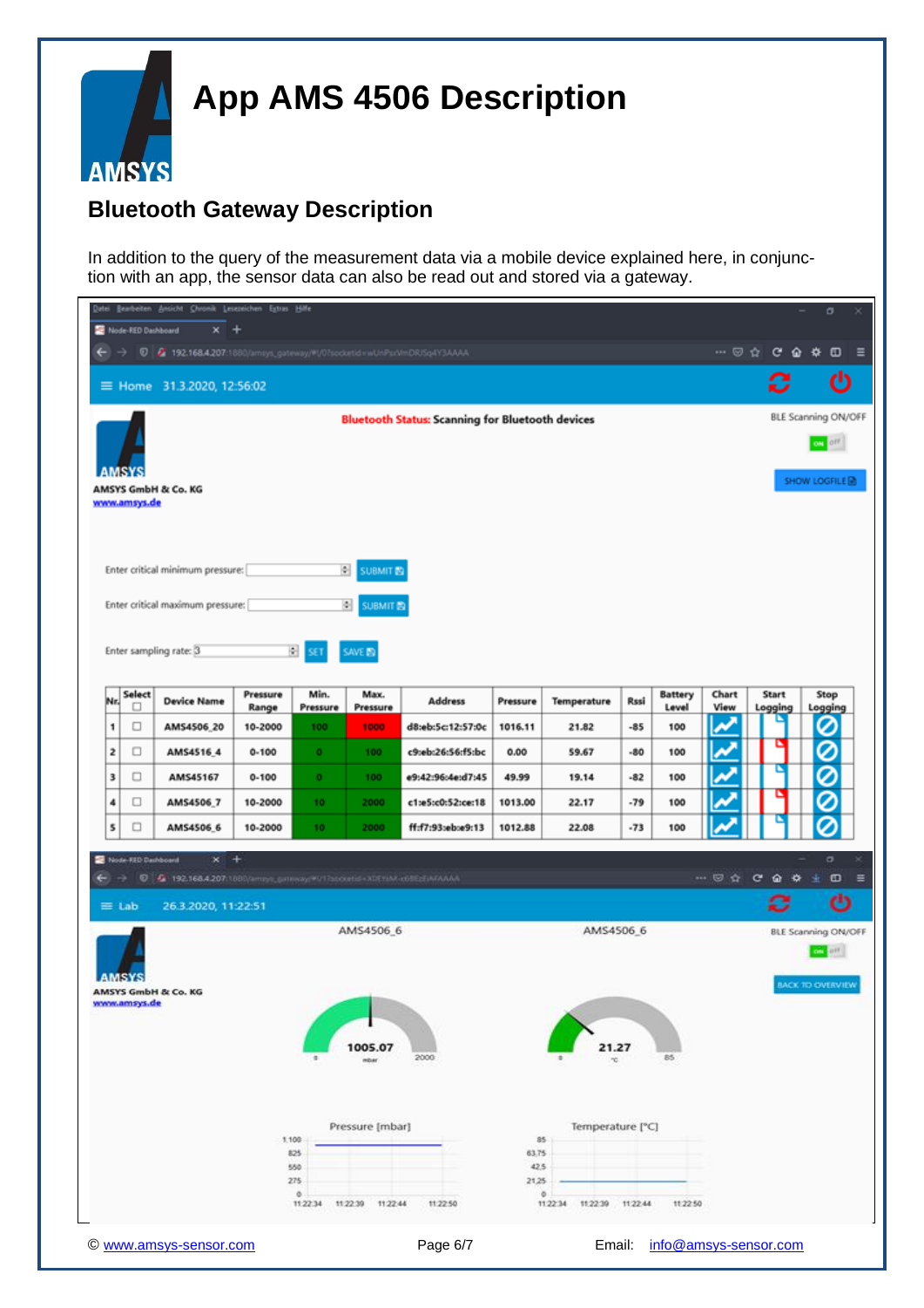# App AMS 4506 Description

## Bluetooth Gateway Description

In addition to the query of the measurement data via a mobile device explained here, in conjunction with an app, the sensor data can also be read out and stored via a gateway.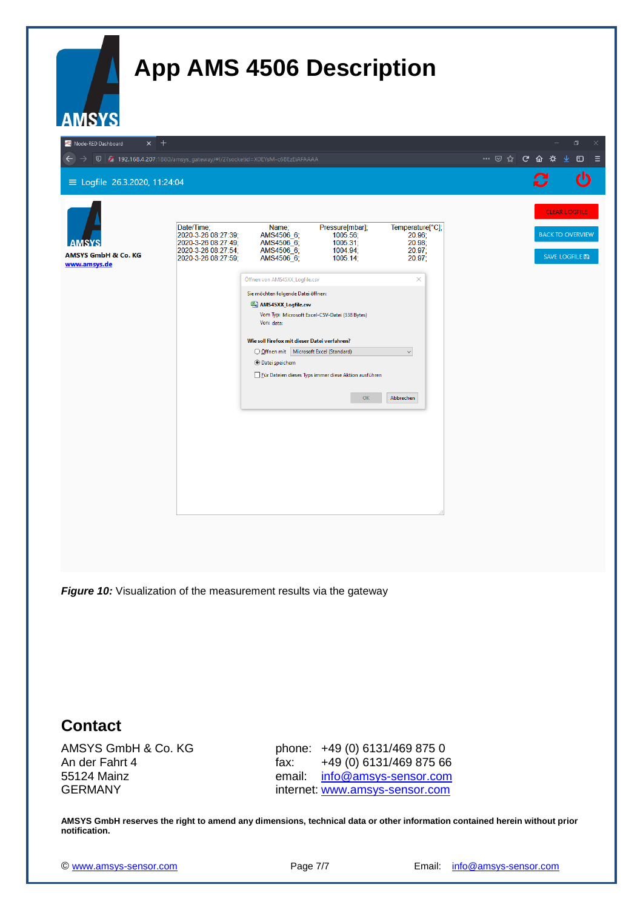# App AMS 4506 Description

*Figure 10:* Visualization of the measurement results via the gateway

## Contact

AMSYS GmbH & Co. KG
An der Fahrt 4
55124 Mainz
GERMANY

phone: +49 (0) 6131/469 875 0
fax: +49 (0) 6131/469 875 66
email: info@amsys-sensor.com
internet: www.amsys-sensor.com

**AMSYS GmbH reserves the right to amend any dimensions, technical data or other information contained herein without prior notification.**